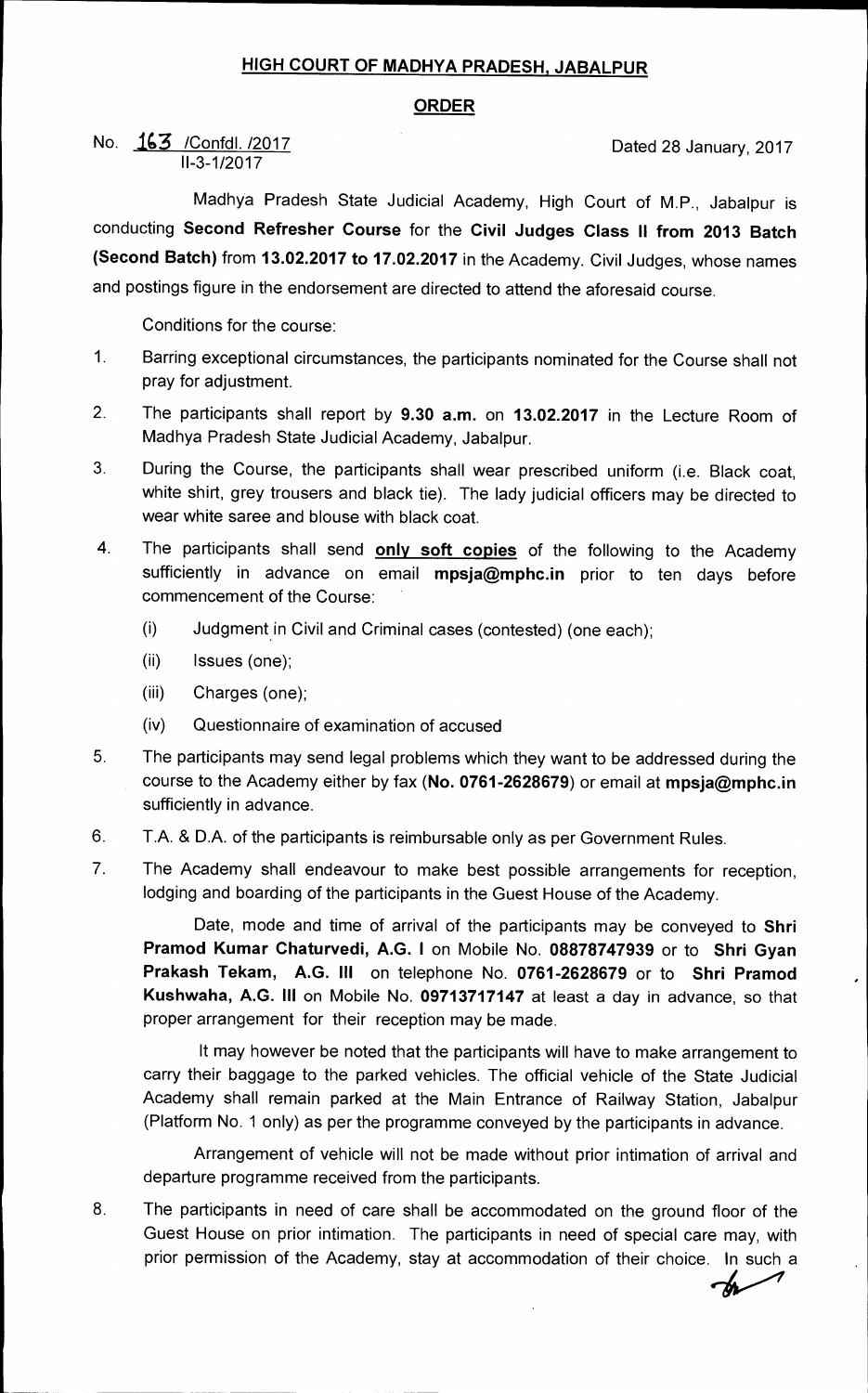# HIGH COURT OF MADHYA PRADESH, JABALPUR

## ORDER

No. 163 /Confdl. /2017 Dated 28 January, 2017
II-3-1/2017

Madhya Pradesh State Judicial Academy, High Court of M.P., Jabalpur is conducting **Second Refresher Course** for the **Civil Judges Class II from 2013 Batch (Second Batch)** from **13.02.2017 to 17.02.2017** in the Academy. Civil Judges, whose names and postings figure in the endorsement are directed to attend the aforesaid course.

Conditions for the course:

1. Barring exceptional circumstances, the participants nominated for the Course shall not pray for adjustment.

2. The participants shall report by **9.30 a.m.** on **13.02.2017** in the Lecture Room of Madhya Pradesh State Judicial Academy, Jabalpur.

3. During the Course, the participants shall wear prescribed uniform (i.e. Black coat, white shirt, grey trousers and black tie). The lady judicial officers may be directed to wear white saree and blouse with black coat.

4. The participants shall send **only soft copies** of the following to the Academy sufficiently in advance on email **mpsja@mphc.in** prior to ten days before commencement of the Course:
   - (i) Judgment in Civil and Criminal cases (contested) (one each);
   - (ii) Issues (one);
   - (iii) Charges (one);
   - (iv) Questionnaire of examination of accused

5. The participants may send legal problems which they want to be addressed during the course to the Academy either by fax (**No. 0761-2628679**) or email at **mpsja@mphc.in** sufficiently in advance.

6. T.A. & D.A. of the participants is reimbursable only as per Government Rules.

7. The Academy shall endeavour to make best possible arrangements for reception, lodging and boarding of the participants in the Guest House of the Academy.

   Date, mode and time of arrival of the participants may be conveyed to **Shri Pramod Kumar Chaturvedi, A.G. I** on Mobile No. **08878747939** or to **Shri Gyan Prakash Tekam, A.G. III** on telephone No. **0761-2628679** or to **Shri Pramod Kushwaha, A.G. III** on Mobile No. **09713717147** at least a day in advance, so that proper arrangement for their reception may be made.

   It may however be noted that the participants will have to make arrangement to carry their baggage to the parked vehicles. The official vehicle of the State Judicial Academy shall remain parked at the Main Entrance of Railway Station, Jabalpur (Platform No. 1 only) as per the programme conveyed by the participants in advance.

   Arrangement of vehicle will not be made without prior intimation of arrival and departure programme received from the participants.

8. The participants in need of care shall be accommodated on the ground floor of the Guest House on prior intimation. The participants in need of special care may, with prior permission of the Academy, stay at accommodation of their choice. In such a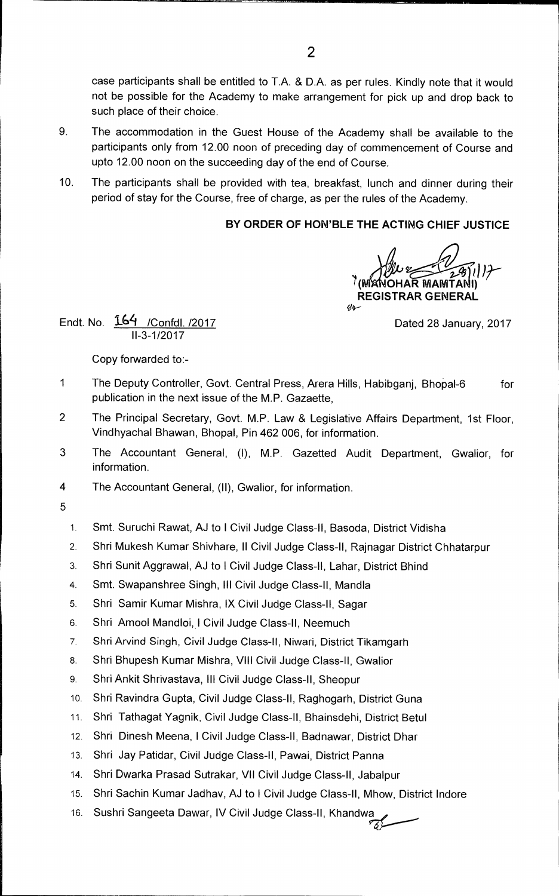case participants shall be entitled to T.A. & D.A. as per rules. Kindly note that it would not be possible for the Academy to make arrangement for pick up and drop back to such place of their choice.

9. The accommodation in the Guest House of the Academy shall be available to the participants only from 12.00 noon of preceding day of commencement of Course and upto 12.00 noon on the succeeding day of the end of Course.

10. The participants shall be provided with tea, breakfast, lunch and dinner during their period of stay for the Course, free of charge, as per the rules of the Academy.

**BY ORDER OF HON'BLE THE ACTING CHIEF JUSTICE**

(MANOHAR MAMTANI)
**REGISTRAR GENERAL**

Endt. No. 164 /Confdl. /2017
II-3-1/2017

Dated 28 January, 2017

Copy forwarded to:-

1 The Deputy Controller, Govt. Central Press, Arera Hills, Habibganj, Bhopal-6 for publication in the next issue of the M.P. Gazaette,

2 The Principal Secretary, Govt. M.P. Law & Legislative Affairs Department, 1st Floor, Vindhyachal Bhawan, Bhopal, Pin 462 006, for information.

3 The Accountant General, (I), M.P. Gazetted Audit Department, Gwalior, for information.

4 The Accountant General, (II), Gwalior, for information.

5

1. Smt. Suruchi Rawat, AJ to I Civil Judge Class-II, Basoda, District Vidisha
2. Shri Mukesh Kumar Shivhare, II Civil Judge Class-II, Rajnagar District Chhatarpur
3. Shri Sunit Aggrawal, AJ to I Civil Judge Class-II, Lahar, District Bhind
4. Smt. Swapanshree Singh, III Civil Judge Class-II, Mandla
5. Shri Samir Kumar Mishra, IX Civil Judge Class-II, Sagar
6. Shri Amool Mandloi, I Civil Judge Class-II, Neemuch
7. Shri Arvind Singh, Civil Judge Class-II, Niwari, District Tikamgarh
8. Shri Bhupesh Kumar Mishra, VIII Civil Judge Class-II, Gwalior
9. Shri Ankit Shrivastava, III Civil Judge Class-II, Sheopur
10. Shri Ravindra Gupta, Civil Judge Class-II, Raghogarh, District Guna
11. Shri Tathagat Yagnik, Civil Judge Class-II, Bhainsdehi, District Betul
12. Shri Dinesh Meena, I Civil Judge Class-II, Badnawar, District Dhar
13. Shri Jay Patidar, Civil Judge Class-II, Pawai, District Panna
14. Shri Dwarka Prasad Sutrakar, VII Civil Judge Class-II, Jabalpur
15. Shri Sachin Kumar Jadhav, AJ to I Civil Judge Class-II, Mhow, District Indore
16. Sushri Sangeeta Dawar, IV Civil Judge Class-II, Khandwa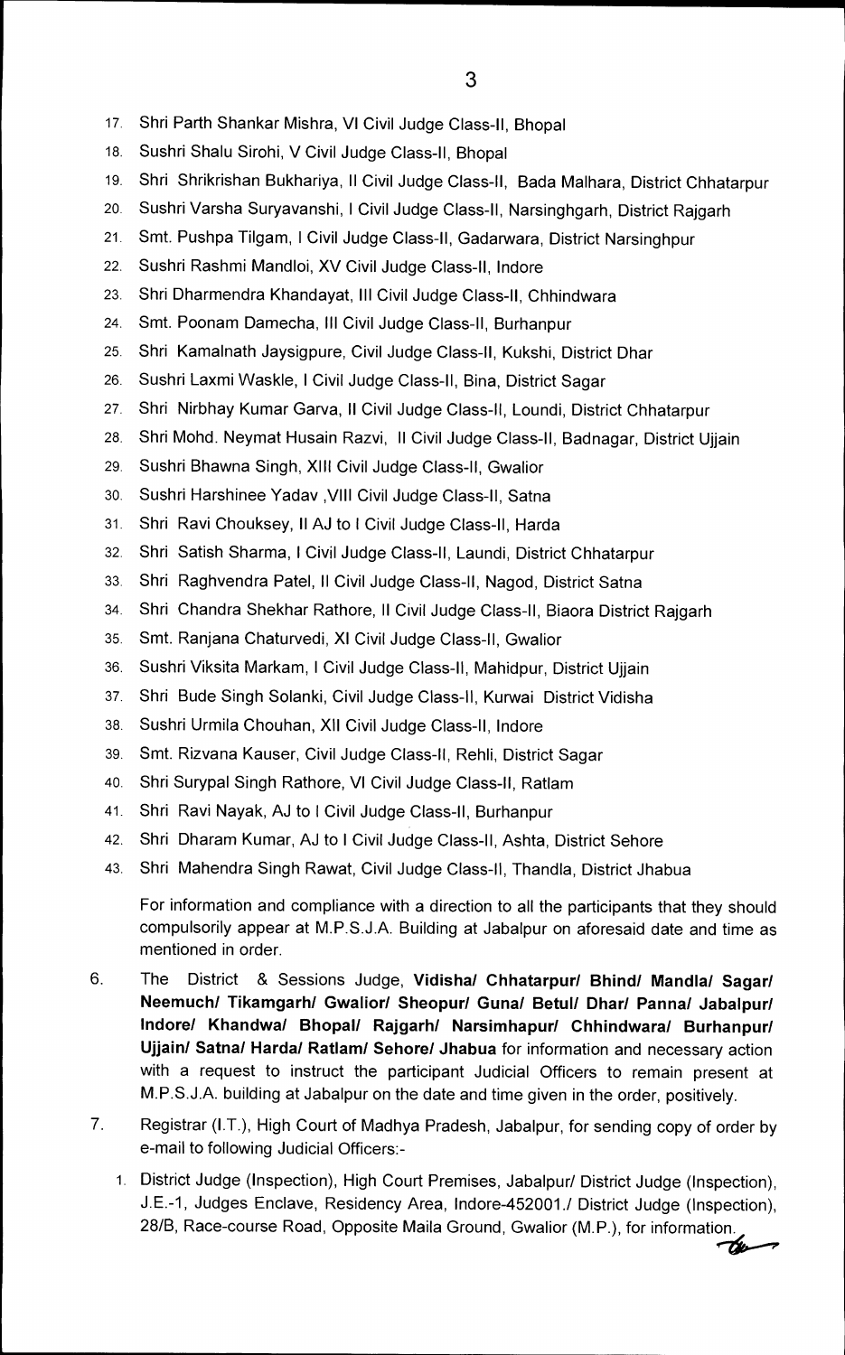17. Shri Parth Shankar Mishra, VI Civil Judge Class-II, Bhopal
18. Sushri Shalu Sirohi, V Civil Judge Class-II, Bhopal
19. Shri Shrikrishan Bukhariya, II Civil Judge Class-II, Bada Malhara, District Chhatarpur
20. Sushri Varsha Suryavanshi, I Civil Judge Class-II, Narsinghgarh, District Rajgarh
21. Smt. Pushpa Tilgam, I Civil Judge Class-II, Gadarwara, District Narsinghpur
22. Sushri Rashmi Mandloi, XV Civil Judge Class-II, Indore
23. Shri Dharmendra Khandayat, III Civil Judge Class-II, Chhindwara
24. Smt. Poonam Damecha, III Civil Judge Class-II, Burhanpur
25. Shri Kamalnath Jaysigpure, Civil Judge Class-II, Kukshi, District Dhar
26. Sushri Laxmi Waskle, I Civil Judge Class-II, Bina, District Sagar
27. Shri Nirbhay Kumar Garva, II Civil Judge Class-II, Loundi, District Chhatarpur
28. Shri Mohd. Neymat Husain Razvi, II Civil Judge Class-II, Badnagar, District Ujjain
29. Sushri Bhawna Singh, XIII Civil Judge Class-II, Gwalior
30. Sushri Harshinee Yadav ,VIII Civil Judge Class-II, Satna
31. Shri Ravi Chouksey, II AJ to I Civil Judge Class-II, Harda
32. Shri Satish Sharma, I Civil Judge Class-II, Laundi, District Chhatarpur
33. Shri Raghvendra Patel, II Civil Judge Class-II, Nagod, District Satna
34. Shri Chandra Shekhar Rathore, II Civil Judge Class-II, Biaora District Rajgarh
35. Smt. Ranjana Chaturvedi, XI Civil Judge Class-II, Gwalior
36. Sushri Viksita Markam, I Civil Judge Class-II, Mahidpur, District Ujjain
37. Shri Bude Singh Solanki, Civil Judge Class-II, Kurwai District Vidisha
38. Sushri Urmila Chouhan, XII Civil Judge Class-II, Indore
39. Smt. Rizvana Kauser, Civil Judge Class-II, Rehli, District Sagar
40. Shri Surypal Singh Rathore, VI Civil Judge Class-II, Ratlam
41. Shri Ravi Nayak, AJ to I Civil Judge Class-II, Burhanpur
42. Shri Dharam Kumar, AJ to I Civil Judge Class-II, Ashta, District Sehore
43. Shri Mahendra Singh Rawat, Civil Judge Class-II, Thandla, District Jhabua

For information and compliance with a direction to all the participants that they should compulsorily appear at M.P.S.J.A. Building at Jabalpur on aforesaid date and time as mentioned in order.

6. The District & Sessions Judge, **Vidisha/ Chhatarpur/ Bhind/ Mandla/ Sagar/ Neemuch/ Tikamgarh/ Gwalior/ Sheopur/ Guna/ Betul/ Dhar/ Panna/ Jabalpur/ Indore/ Khandwa/ Bhopal/ Rajgarh/ Narsimhapur/ Chhindwara/ Burhanpur/ Ujjain/ Satna/ Harda/ Ratlam/ Sehore/ Jhabua** for information and necessary action with a request to instruct the participant Judicial Officers to remain present at M.P.S.J.A. building at Jabalpur on the date and time given in the order, positively.

7. Registrar (I.T.), High Court of Madhya Pradesh, Jabalpur, for sending copy of order by e-mail to following Judicial Officers:-

   1. District Judge (Inspection), High Court Premises, Jabalpur/ District Judge (Inspection), J.E.-1, Judges Enclave, Residency Area, Indore-452001./ District Judge (Inspection), 28/B, Race-course Road, Opposite Maila Ground, Gwalior (M.P.), for information.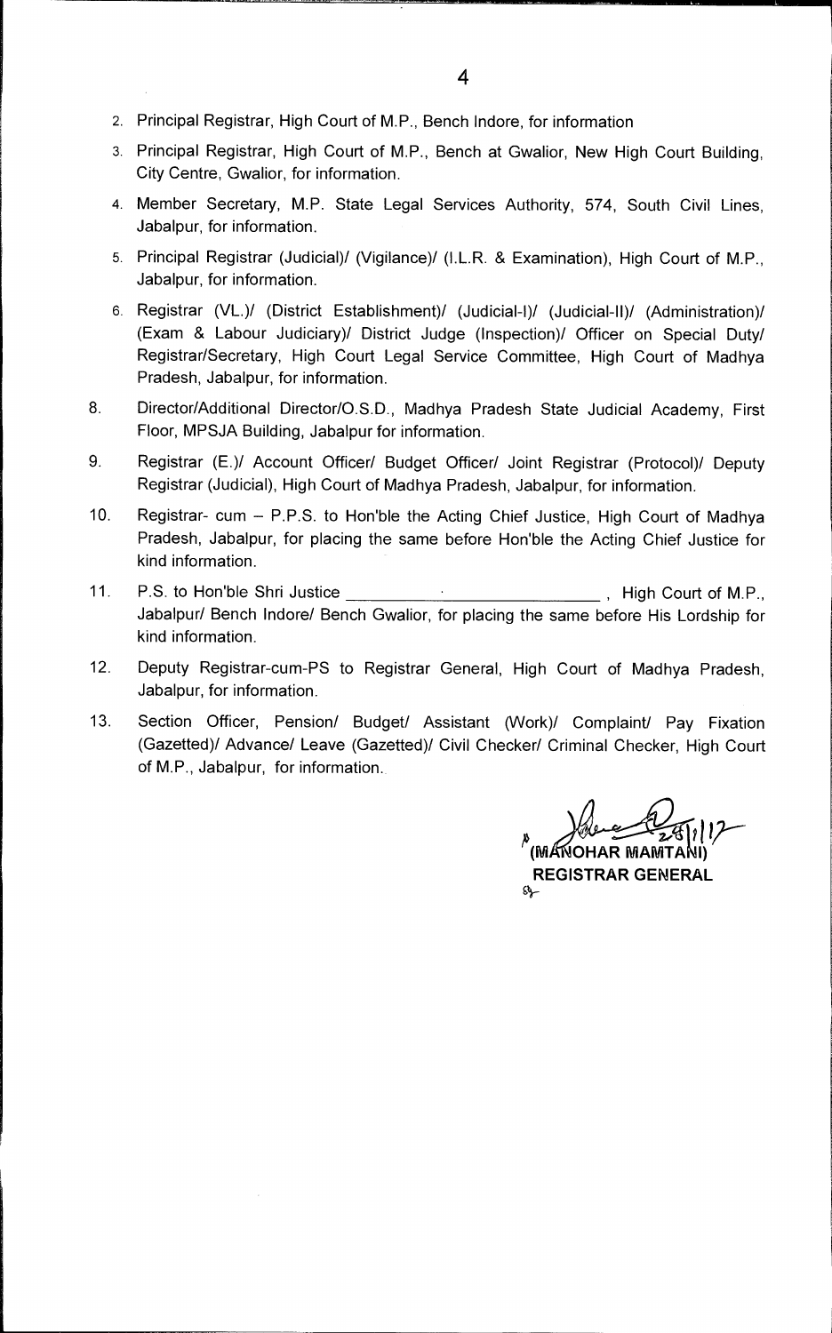2. Principal Registrar, High Court of M.P., Bench Indore, for information
3. Principal Registrar, High Court of M.P., Bench at Gwalior, New High Court Building, City Centre, Gwalior, for information.
4. Member Secretary, M.P. State Legal Services Authority, 574, South Civil Lines, Jabalpur, for information.
5. Principal Registrar (Judicial)/ (Vigilance)/ (I.L.R. & Examination), High Court of M.P., Jabalpur, for information.
6. Registrar (VL.)/ (District Establishment)/ (Judicial-I)/ (Judicial-II)/ (Administration)/ (Exam & Labour Judiciary)/ District Judge (Inspection)/ Officer on Special Duty/ Registrar/Secretary, High Court Legal Service Committee, High Court of Madhya Pradesh, Jabalpur, for information.

8. Director/Additional Director/O.S.D., Madhya Pradesh State Judicial Academy, First Floor, MPSJA Building, Jabalpur for information.

9. Registrar (E.)/ Account Officer/ Budget Officer/ Joint Registrar (Protocol)/ Deputy Registrar (Judicial), High Court of Madhya Pradesh, Jabalpur, for information.

10. Registrar- cum – P.P.S. to Hon'ble the Acting Chief Justice, High Court of Madhya Pradesh, Jabalpur, for placing the same before Hon'ble the Acting Chief Justice for kind information.

11. P.S. to Hon'ble Shri Justice ______________________________ , High Court of M.P., Jabalpur/ Bench Indore/ Bench Gwalior, for placing the same before His Lordship for kind information.

12. Deputy Registrar-cum-PS to Registrar General, High Court of Madhya Pradesh, Jabalpur, for information.

13. Section Officer, Pension/ Budget/ Assistant (Work)/ Complaint/ Pay Fixation (Gazetted)/ Advance/ Leave (Gazetted)/ Civil Checker/ Criminal Checker, High Court of M.P., Jabalpur, for information.

28/1/17

**(MANOHAR MAMTANI)**
**REGISTRAR GENERAL**